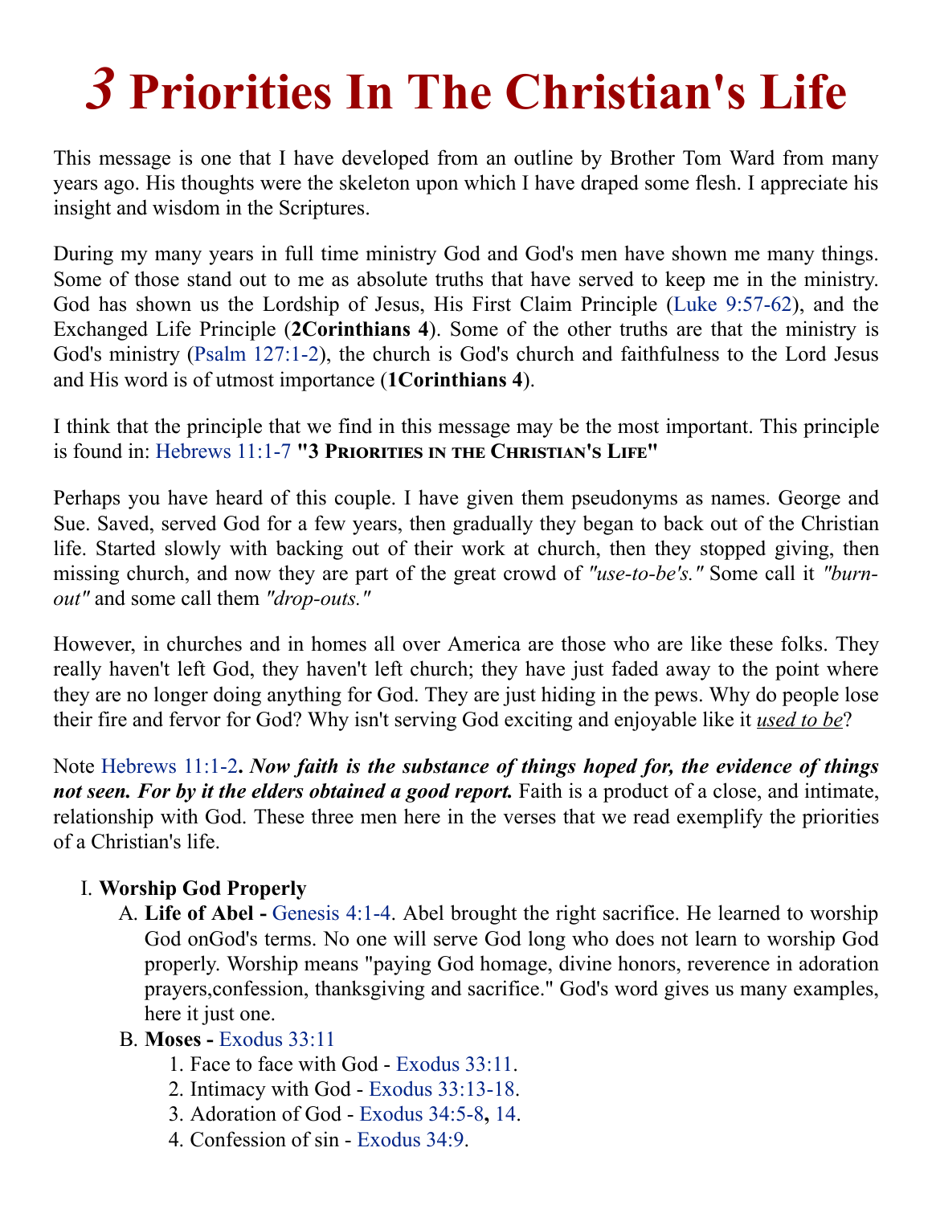# *3* Priorities In The Christian's Life

This message is one that I have developed from an outline by Brother Tom Ward from many years ago. His thoughts were the skeleton upon which I have draped some flesh. I appreciate his insight and wisdom in the Scriptures.

During my many years in full time ministry God and God's men have shown me many things. Some of those stand out to me as absolute truths that have served to keep me in the ministry. God has shown us the Lordship of Jesus, His First Claim Principle (Luke 9:57-62), and the Exchanged Life Principle (**2Corinthians 4**). Some of the other truths are that the ministry is God's ministry (Psalm 127:1-2), the church is God's church and faithfulness to the Lord Jesus and His word is of utmost importance (**1Corinthians 4**).

I think that the principle that we find in this message may be the most important. This principle is found in: Hebrews 11:1-7 **"3 Priorities in the Christian's Life"**

Perhaps you have heard of this couple. I have given them pseudonyms as names. George and Sue. Saved, served God for a few years, then gradually they began to back out of the Christian life. Started slowly with backing out of their work at church, then they stopped giving, then missing church, and now they are part of the great crowd of *"use-to-be's."* Some call it *"burn-out"* and some call them *"drop-outs."*

However, in churches and in homes all over America are those who are like these folks. They really haven't left God, they haven't left church; they have just faded away to the point where they are no longer doing anything for God. They are just hiding in the pews. Why do people lose their fire and fervor for God? Why isn't serving God exciting and enjoyable like it <u>used to be</u>?

Note Hebrews 11:1-2***. Now faith is the substance of things hoped for, the evidence of things not seen. For by it the elders obtained a good report.*** Faith is a product of a close, and intimate, relationship with God. These three men here in the verses that we read exemplify the priorities of a Christian's life.

I. **Worship God Properly**
   A. **Life of Abel -** Genesis 4:1-4. Abel brought the right sacrifice. He learned to worship God onGod's terms. No one will serve God long who does not learn to worship God properly. Worship means "paying God homage, divine honors, reverence in adoration prayers,confession, thanksgiving and sacrifice." God's word gives us many examples, here it just one.
   B. **Moses -** Exodus 33:11
      1. Face to face with God - Exodus 33:11.
      2. Intimacy with God - Exodus 33:13-18.
      3. Adoration of God - Exodus 34:5-8**,** 14.
      4. Confession of sin - Exodus 34:9.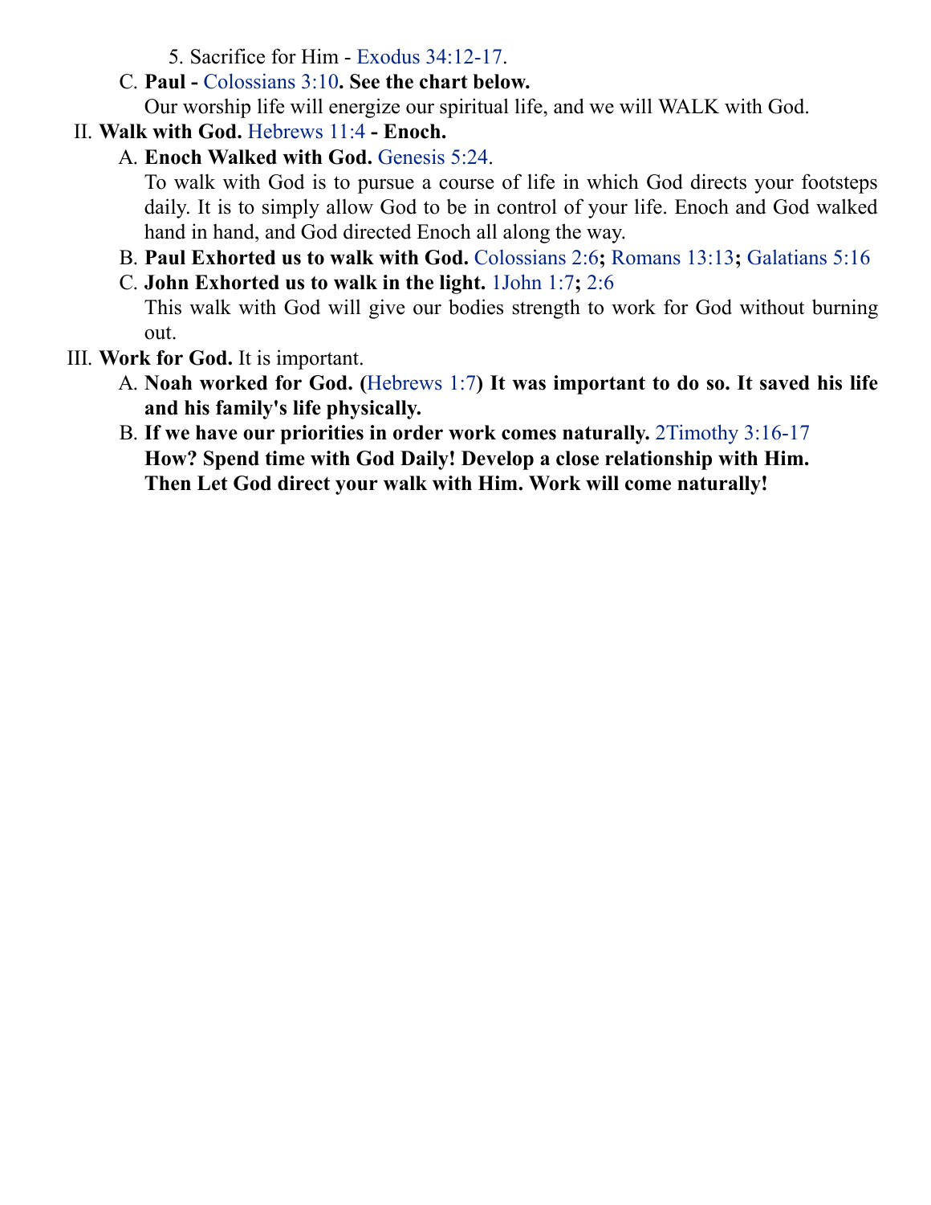5. Sacrifice for Him - Exodus 34:12-17.

C. **Paul -** Colossians 3:10**. See the chart below.**
   Our worship life will energize our spiritual life, and we will WALK with God.

II. **Walk with God.** Hebrews 11:4 **- Enoch.**

A. **Enoch Walked with God.** Genesis 5:24.
   To walk with God is to pursue a course of life in which God directs your footsteps daily. It is to simply allow God to be in control of your life. Enoch and God walked hand in hand, and God directed Enoch all along the way.

B. **Paul Exhorted us to walk with God.** Colossians 2:6**;** Romans 13:13**;** Galatians 5:16

C. **John Exhorted us to walk in the light.** 1John 1:7**;** 2:6
   This walk with God will give our bodies strength to work for God without burning out.

III. **Work for God.** It is important.

A. **Noah worked for God. (**Hebrews 1:7**) It was important to do so. It saved his life and his family's life physically.**

B. **If we have our priorities in order work comes naturally.** 2Timothy 3:16-17
   **How? Spend time with God Daily! Develop a close relationship with Him.**
   **Then Let God direct your walk with Him. Work will come naturally!**